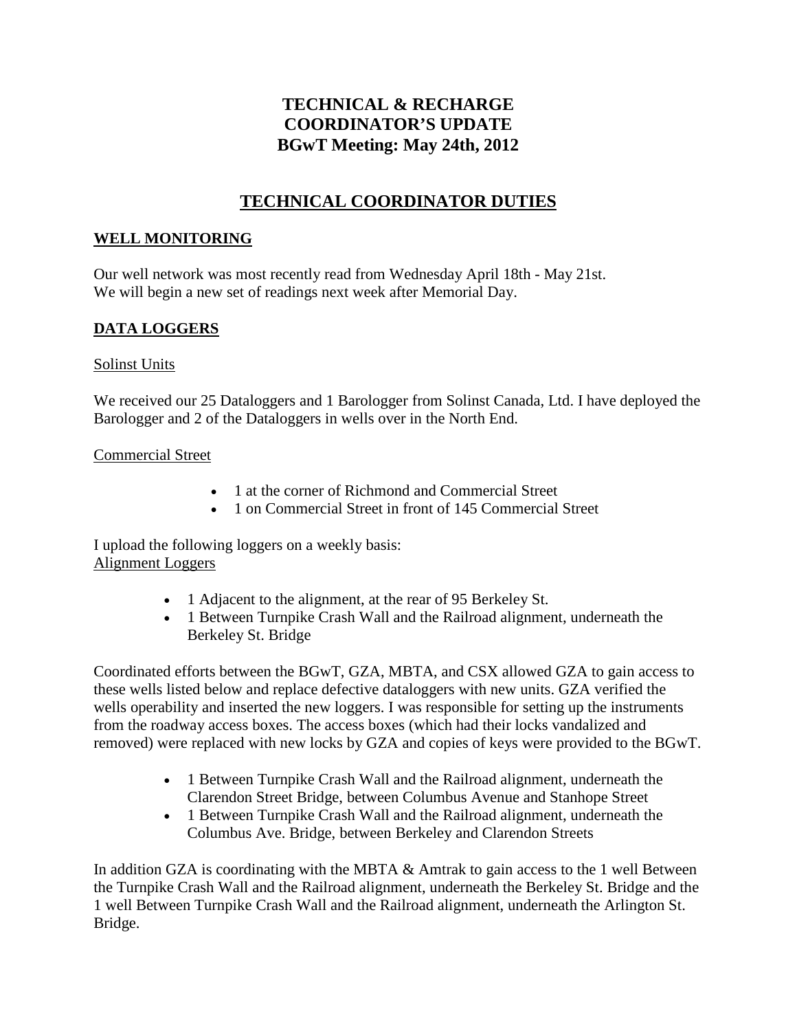# TECHNICAL & RECHARGE COORDINATOR'S UPDATE
# BGwT Meeting: May 24th, 2012

## TECHNICAL COORDINATOR DUTIES

### WELL MONITORING

Our well network was most recently read from Wednesday April 18th - May 21st.
We will begin a new set of readings next week after Memorial Day.

### DATA LOGGERS

Solinst Units

We received our 25 Dataloggers and 1 Barologger from Solinst Canada, Ltd. I have deployed the Barologger and 2 of the Dataloggers in wells over in the North End.

Commercial Street

- 1 at the corner of Richmond and Commercial Street
- 1 on Commercial Street in front of 145 Commercial Street

I upload the following loggers on a weekly basis:
Alignment Loggers

- 1 Adjacent to the alignment, at the rear of 95 Berkeley St.
- 1 Between Turnpike Crash Wall and the Railroad alignment, underneath the Berkeley St. Bridge

Coordinated efforts between the BGwT, GZA, MBTA, and CSX allowed GZA to gain access to these wells listed below and replace defective dataloggers with new units. GZA verified the wells operability and inserted the new loggers. I was responsible for setting up the instruments from the roadway access boxes. The access boxes (which had their locks vandalized and removed) were replaced with new locks by GZA and copies of keys were provided to the BGwT.

- 1 Between Turnpike Crash Wall and the Railroad alignment, underneath the Clarendon Street Bridge, between Columbus Avenue and Stanhope Street
- 1 Between Turnpike Crash Wall and the Railroad alignment, underneath the Columbus Ave. Bridge, between Berkeley and Clarendon Streets

In addition GZA is coordinating with the MBTA & Amtrak to gain access to the 1 well Between the Turnpike Crash Wall and the Railroad alignment, underneath the Berkeley St. Bridge and the 1 well Between Turnpike Crash Wall and the Railroad alignment, underneath the Arlington St. Bridge.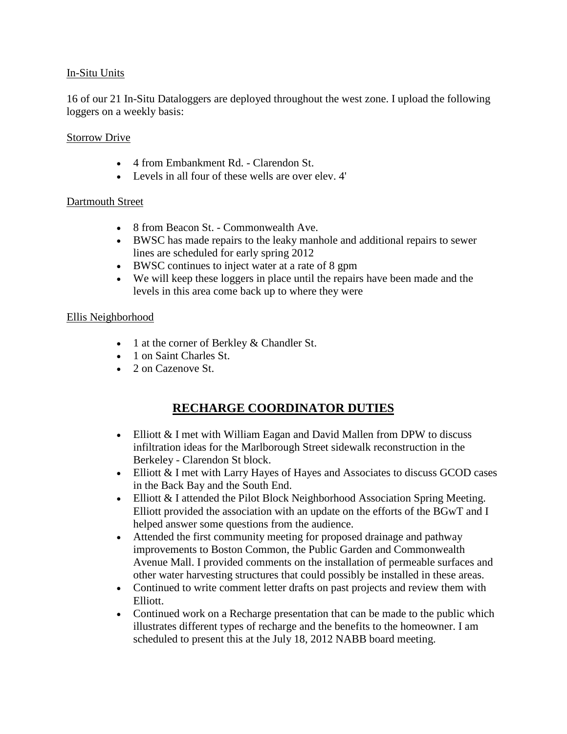In-Situ Units

16 of our 21 In-Situ Dataloggers are deployed throughout the west zone. I upload the following loggers on a weekly basis:

Storrow Drive

- 4 from Embankment Rd. - Clarendon St.
- Levels in all four of these wells are over elev. 4'

Dartmouth Street

- 8 from Beacon St. - Commonwealth Ave.
- BWSC has made repairs to the leaky manhole and additional repairs to sewer lines are scheduled for early spring 2012
- BWSC continues to inject water at a rate of 8 gpm
- We will keep these loggers in place until the repairs have been made and the levels in this area come back up to where they were

Ellis Neighborhood

- 1 at the corner of Berkley & Chandler St.
- 1 on Saint Charles St.
- 2 on Cazenove St.

## RECHARGE COORDINATOR DUTIES

- Elliott & I met with William Eagan and David Mallen from DPW to discuss infiltration ideas for the Marlborough Street sidewalk reconstruction in the Berkeley - Clarendon St block.
- Elliott & I met with Larry Hayes of Hayes and Associates to discuss GCOD cases in the Back Bay and the South End.
- Elliott & I attended the Pilot Block Neighborhood Association Spring Meeting. Elliott provided the association with an update on the efforts of the BGwT and I helped answer some questions from the audience.
- Attended the first community meeting for proposed drainage and pathway improvements to Boston Common, the Public Garden and Commonwealth Avenue Mall. I provided comments on the installation of permeable surfaces and other water harvesting structures that could possibly be installed in these areas.
- Continued to write comment letter drafts on past projects and review them with Elliott.
- Continued work on a Recharge presentation that can be made to the public which illustrates different types of recharge and the benefits to the homeowner. I am scheduled to present this at the July 18, 2012 NABB board meeting.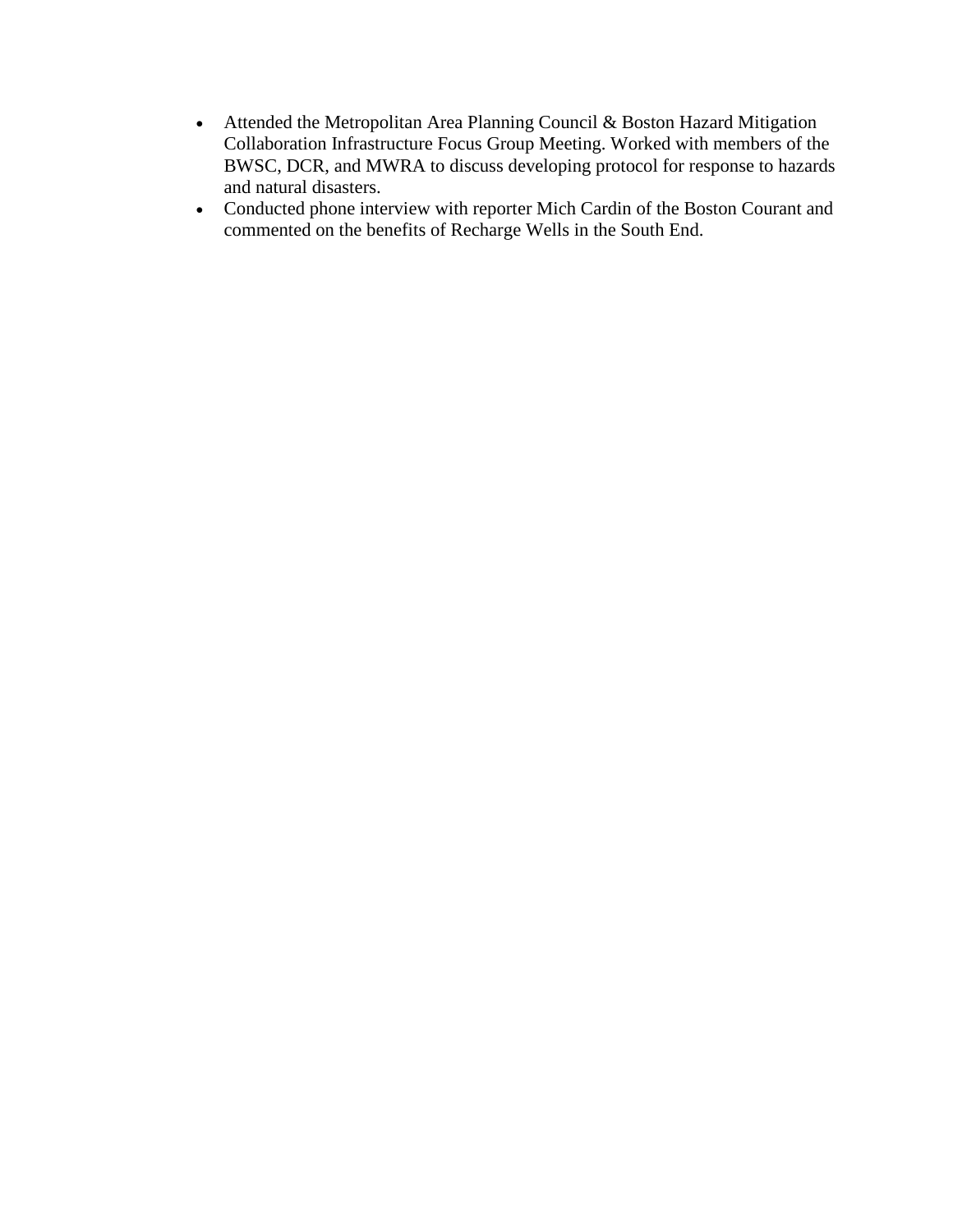- Attended the Metropolitan Area Planning Council & Boston Hazard Mitigation Collaboration Infrastructure Focus Group Meeting. Worked with members of the BWSC, DCR, and MWRA to discuss developing protocol for response to hazards and natural disasters.
- Conducted phone interview with reporter Mich Cardin of the Boston Courant and commented on the benefits of Recharge Wells in the South End.